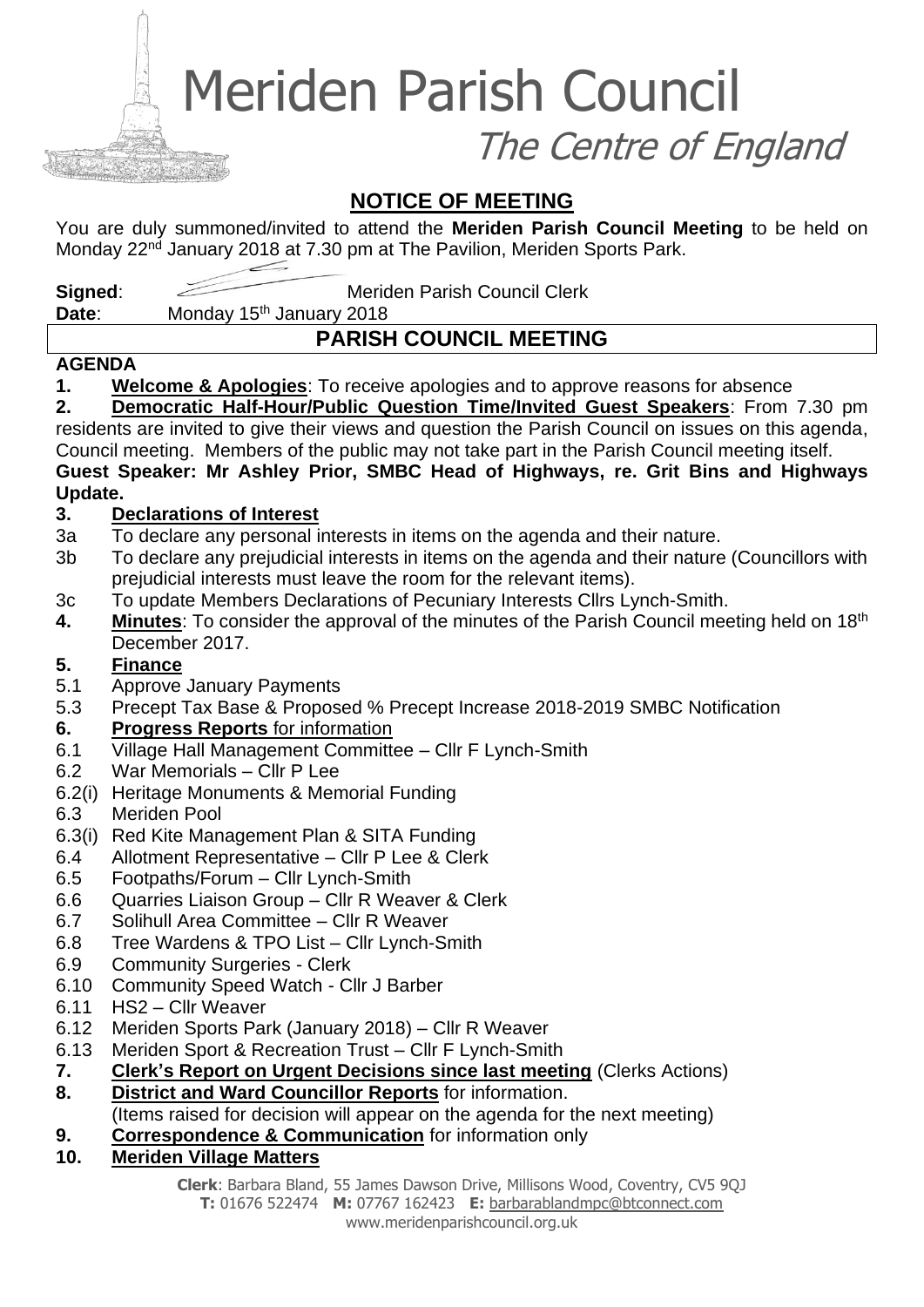# Meriden Parish Council

*The Centre of England*

## NOTICE OF MEETING

You are duly summoned/invited to attend the **Meriden Parish Council Meeting** to be held on Monday 22nd January 2018 at 7.30 pm at The Pavilion, Meriden Sports Park.

**Signed**: Meriden Parish Council Clerk

**Date**: Monday 15th January 2018

## PARISH COUNCIL MEETING

**AGENDA**

**1. Welcome & Apologies**: To receive apologies and to approve reasons for absence

**2. Democratic Half-Hour/Public Question Time/Invited Guest Speakers**: From 7.30 pm residents are invited to give their views and question the Parish Council on issues on this agenda, Council meeting. Members of the public may not take part in the Parish Council meeting itself.

**Guest Speaker: Mr Ashley Prior, SMBC Head of Highways, re. Grit Bins and Highways Update.**

**3. Declarations of Interest**

3a To declare any personal interests in items on the agenda and their nature.

3b To declare any prejudicial interests in items on the agenda and their nature (Councillors with prejudicial interests must leave the room for the relevant items).

3c To update Members Declarations of Pecuniary Interests Cllrs Lynch-Smith.

**4. Minutes**: To consider the approval of the minutes of the Parish Council meeting held on 18th December 2017.

**5. Finance**

5.1 Approve January Payments

5.3 Precept Tax Base & Proposed % Precept Increase 2018-2019 SMBC Notification

**6. Progress Reports** for information

6.1 Village Hall Management Committee – Cllr F Lynch-Smith

6.2 War Memorials – Cllr P Lee

6.2(i) Heritage Monuments & Memorial Funding

6.3 Meriden Pool

6.3(i) Red Kite Management Plan & SITA Funding

6.4 Allotment Representative – Cllr P Lee & Clerk

6.5 Footpaths/Forum – Cllr Lynch-Smith

6.6 Quarries Liaison Group – Cllr R Weaver & Clerk

6.7 Solihull Area Committee – Cllr R Weaver

6.8 Tree Wardens & TPO List – Cllr Lynch-Smith

6.9 Community Surgeries - Clerk

6.10 Community Speed Watch - Cllr J Barber

6.11 HS2 – Cllr Weaver

6.12 Meriden Sports Park (January 2018) – Cllr R Weaver

6.13 Meriden Sport & Recreation Trust – Cllr F Lynch-Smith

**7. Clerk's Report on Urgent Decisions since last meeting** (Clerks Actions)

**8. District and Ward Councillor Reports** for information.
(Items raised for decision will appear on the agenda for the next meeting)

**9. Correspondence & Communication** for information only

**10. Meriden Village Matters**

**Clerk**: Barbara Bland, 55 James Dawson Drive, Millisons Wood, Coventry, CV5 9QJ
**T:** 01676 522474 **M:** 07767 162423 **E:** barbarablandmpc@btconnect.com
www.meridenparishcouncil.org.uk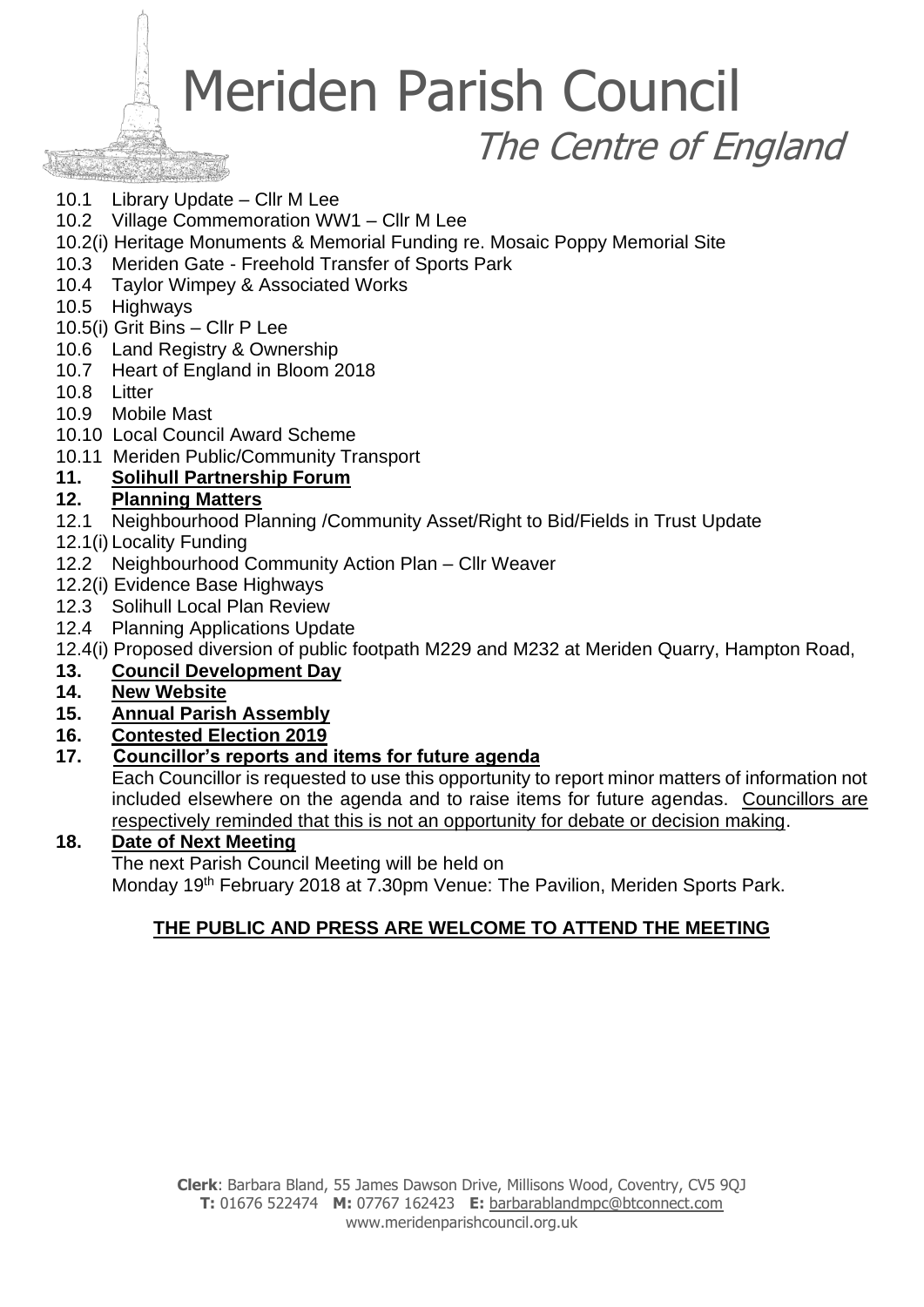# Meriden Parish Council

*The Centre of England*

10.1 Library Update – Cllr M Lee
10.2 Village Commemoration WW1 – Cllr M Lee
10.2(i) Heritage Monuments & Memorial Funding re. Mosaic Poppy Memorial Site
10.3 Meriden Gate - Freehold Transfer of Sports Park
10.4 Taylor Wimpey & Associated Works
10.5 Highways
10.5(i) Grit Bins – Cllr P Lee
10.6 Land Registry & Ownership
10.7 Heart of England in Bloom 2018
10.8 Litter
10.9 Mobile Mast
10.10 Local Council Award Scheme
10.11 Meriden Public/Community Transport

**11. Solihull Partnership Forum**

**12. Planning Matters**

12.1 Neighbourhood Planning /Community Asset/Right to Bid/Fields in Trust Update
12.1(i) Locality Funding
12.2 Neighbourhood Community Action Plan – Cllr Weaver
12.2(i) Evidence Base Highways
12.3 Solihull Local Plan Review
12.4 Planning Applications Update
12.4(i) Proposed diversion of public footpath M229 and M232 at Meriden Quarry, Hampton Road,

**13. Council Development Day**

**14. New Website**

**15. Annual Parish Assembly**

**16. Contested Election 2019**

**17. Councillor's reports and items for future agenda**

Each Councillor is requested to use this opportunity to report minor matters of information not included elsewhere on the agenda and to raise items for future agendas. Councillors are respectively reminded that this is not an opportunity for debate or decision making.

**18. Date of Next Meeting**

The next Parish Council Meeting will be held on
Monday 19th February 2018 at 7.30pm Venue: The Pavilion, Meriden Sports Park.

**THE PUBLIC AND PRESS ARE WELCOME TO ATTEND THE MEETING**

**Clerk**: Barbara Bland, 55 James Dawson Drive, Millisons Wood, Coventry, CV5 9QJ
**T:** 01676 522474 **M:** 07767 162423 **E:** barbarablandmpc@btconnect.com
www.meridenparishcouncil.org.uk